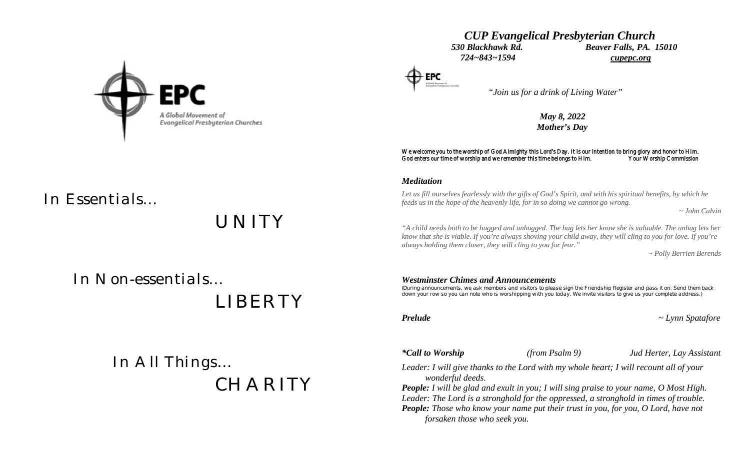EPC

A Global Movement of Evangelical Presbyterian Churches

In Essentials…

UNITY

In Non-essentials…

LIBERTY

In All Things…

CHARITY

# *CUP Evangelical Presbyterian Church*

***530 Blackhawk Rd.*** ***Beaver Falls, PA. 15010***

***724~843~1594*** ***cupepc.org***

EPC

*"Join us for a drink of Living Water"*

***May 8, 2022***

***Mother's Day***

We welcome you to the worship of God Almighty this Lord's Day. It is our intention to bring glory and honor to Him. God enters our time of worship and we remember this time belongs to Him. Your Worship Commission

### *Meditation*

*Let us fill ourselves fearlessly with the gifts of God's Spirit, and with his spiritual benefits, by which he feeds us in the hope of the heavenly life, for in so doing we cannot go wrong.*

*~ John Calvin*

*"A child needs both to be hugged and unhugged. The hug lets her know she is valuable. The unhug lets her know that she is viable. If you're always shoving your child away, they will cling to you for love. If you're always holding them closer, they will cling to you for fear."*

*~ Polly Berrien Berends*

### *Westminster Chimes and Announcements*

(During announcements, we ask members and visitors to please sign the Friendship Register and pass it on. Send them back down your row so you can note who is worshipping with you today. We invite visitors to give us your complete address.)

***Prelude*** *~ Lynn Spatafore*

***\*Call to Worship*** *(from Psalm 9)* *Jud Herter, Lay Assistant*

*Leader: I will give thanks to the Lord with my whole heart; I will recount all of your wonderful deeds.*

***People:*** *I will be glad and exult in you; I will sing praise to your name, O Most High.*

*Leader: The Lord is a stronghold for the oppressed, a stronghold in times of trouble.*

***People:*** *Those who know your name put their trust in you, for you, O Lord, have not forsaken those who seek you.*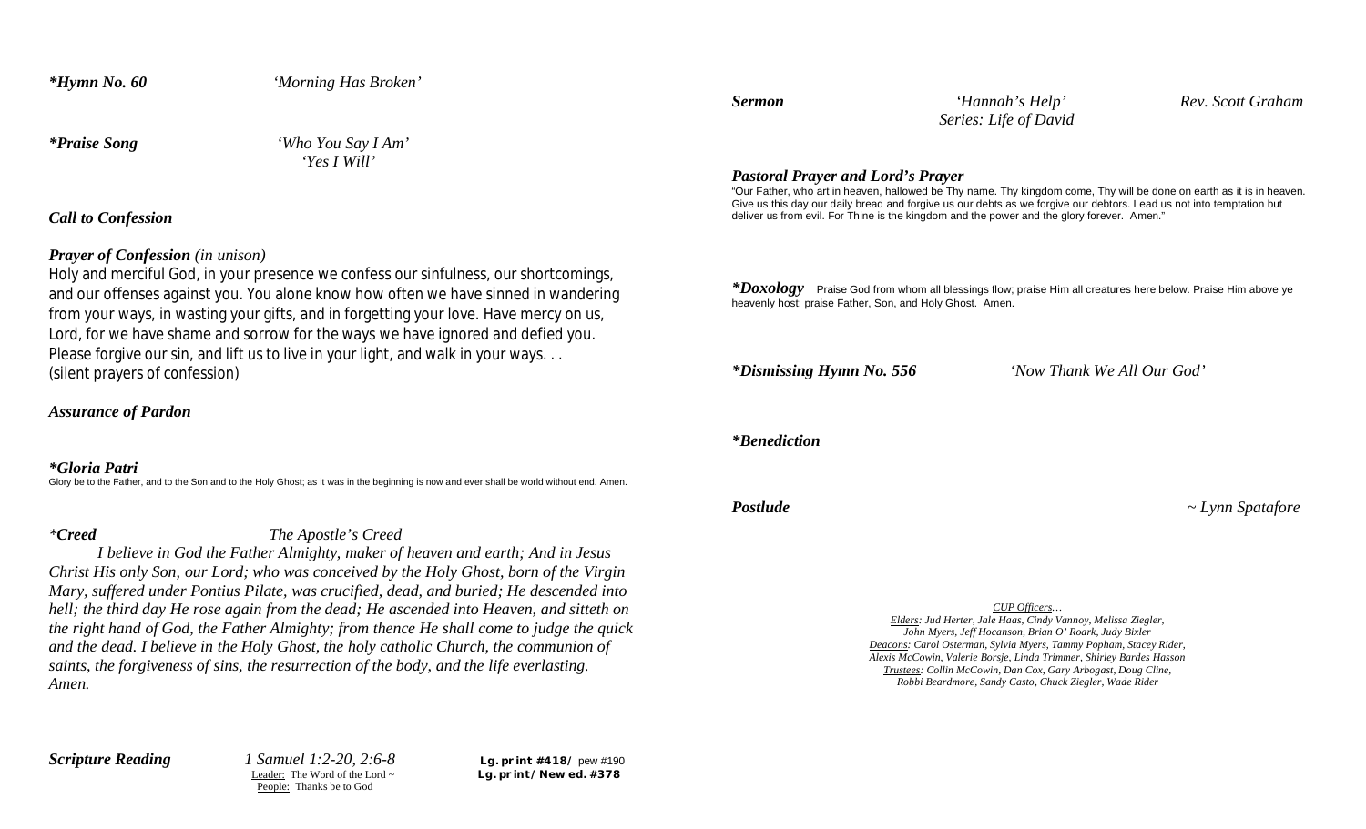***Hymn No. 60*** *'Morning Has Broken'*

***Praise Song*** *'Who You Say I Am'*
*'Yes I Will'*

***Call to Confession***

***Prayer of Confession*** *(in unison)*
Holy and merciful God, in your presence we confess our sinfulness, our shortcomings, and our offenses against you. You alone know how often we have sinned in wandering from your ways, in wasting your gifts, and in forgetting your love. Have mercy on us, Lord, for we have shame and sorrow for the ways we have ignored and defied you. Please forgive our sin, and lift us to live in your light, and walk in your ways. . .
(silent prayers of confession)

***Assurance of Pardon***

***Gloria Patri***
Glory be to the Father, and to the Son and to the Holy Ghost; as it was in the beginning is now and ever shall be world without end. Amen.

***Creed*** *The Apostle's Creed*

*I believe in God the Father Almighty, maker of heaven and earth; And in Jesus Christ His only Son, our Lord; who was conceived by the Holy Ghost, born of the Virgin Mary, suffered under Pontius Pilate, was crucified, dead, and buried; He descended into hell; the third day He rose again from the dead; He ascended into Heaven, and sitteth on the right hand of God, the Father Almighty; from thence He shall come to judge the quick and the dead. I believe in the Holy Ghost, the holy catholic Church, the communion of saints, the forgiveness of sins, the resurrection of the body, and the life everlasting. Amen.*

***Scripture Reading*** *1 Samuel 1:2-20, 2:6-8* **Lg. print #418/** pew #190
**Lg. print/ New ed. #378**
Leader: The Word of the Lord ~
People: Thanks be to God

***Sermon*** *'Hannah's Help'* *Rev. Scott Graham*
*Series: Life of David*

***Pastoral Prayer and Lord's Prayer***
"Our Father, who art in heaven, hallowed be Thy name. Thy kingdom come, Thy will be done on earth as it is in heaven. Give us this day our daily bread and forgive us our debts as we forgive our debtors. Lead us not into temptation but deliver us from evil. For Thine is the kingdom and the power and the glory forever. Amen."

***Doxology*** Praise God from whom all blessings flow; praise Him all creatures here below. Praise Him above ye heavenly host; praise Father, Son, and Holy Ghost. Amen.

***Dismissing Hymn No. 556*** *'Now Thank We All Our God'*

***Benediction***

***Postlude*** *~ Lynn Spatafore*

*CUP Officers…*
*Elders: Jud Herter, Jale Haas, Cindy Vannoy, Melissa Ziegler, John Myers, Jeff Hocanson, Brian O' Roark, Judy Bixler*
*Deacons: Carol Osterman, Sylvia Myers, Tammy Popham, Stacey Rider, Alexis McCowin, Valerie Borsje, Linda Trimmer, Shirley Bardes Hasson*
*Trustees: Collin McCowin, Dan Cox, Gary Arbogast, Doug Cline, Robbi Beardmore, Sandy Casto, Chuck Ziegler, Wade Rider*